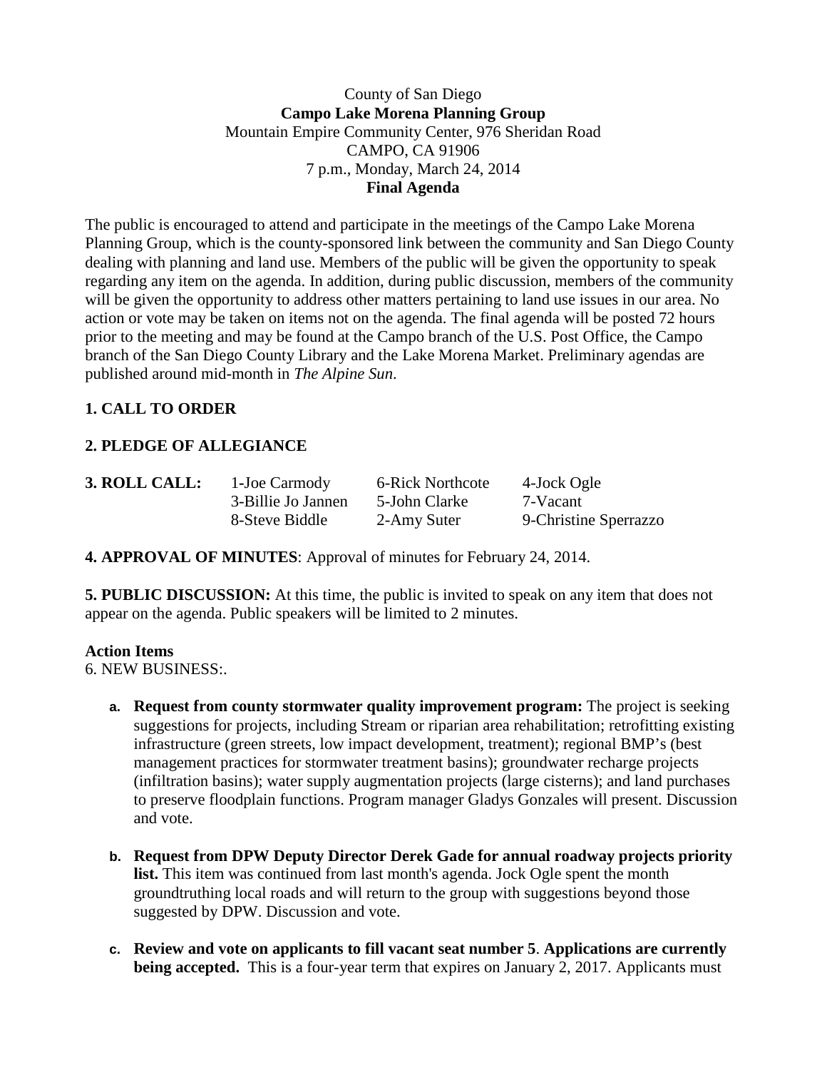County of San Diego
**Campo Lake Morena Planning Group**
Mountain Empire Community Center, 976 Sheridan Road
CAMPO, CA 91906
7 p.m., Monday, March 24, 2014
**Final Agenda**

The public is encouraged to attend and participate in the meetings of the Campo Lake Morena Planning Group, which is the county-sponsored link between the community and San Diego County dealing with planning and land use. Members of the public will be given the opportunity to speak regarding any item on the agenda. In addition, during public discussion, members of the community will be given the opportunity to address other matters pertaining to land use issues in our area. No action or vote may be taken on items not on the agenda. The final agenda will be posted 72 hours prior to the meeting and may be found at the Campo branch of the U.S. Post Office, the Campo branch of the San Diego County Library and the Lake Morena Market. Preliminary agendas are published around mid-month in *The Alpine Sun*.

**1. CALL TO ORDER**

**2. PLEDGE OF ALLEGIANCE**

| **3. ROLL CALL:** | 1-Joe Carmody | 6-Rick Northcote | 4-Jock Ogle |
|---|---|---|---|
| | 3-Billie Jo Jannen | 5-John Clarke | 7-Vacant |
| | 8-Steve Biddle | 2-Amy Suter | 9-Christine Sperrazzo |

**4. APPROVAL OF MINUTES**: Approval of minutes for February 24, 2014.

**5. PUBLIC DISCUSSION:** At this time, the public is invited to speak on any item that does not appear on the agenda. Public speakers will be limited to 2 minutes.

**Action Items**

6. NEW BUSINESS:.

a. **Request from county stormwater quality improvement program:** The project is seeking suggestions for projects, including Stream or riparian area rehabilitation; retrofitting existing infrastructure (green streets, low impact development, treatment); regional BMP's (best management practices for stormwater treatment basins); groundwater recharge projects (infiltration basins); water supply augmentation projects (large cisterns); and land purchases to preserve floodplain functions. Program manager Gladys Gonzales will present. Discussion and vote.

b. **Request from DPW Deputy Director Derek Gade for annual roadway projects priority list.** This item was continued from last month's agenda. Jock Ogle spent the month groundtruthing local roads and will return to the group with suggestions beyond those suggested by DPW. Discussion and vote.

c. **Review and vote on applicants to fill vacant seat number 5**. **Applications are currently being accepted.** This is a four-year term that expires on January 2, 2017. Applicants must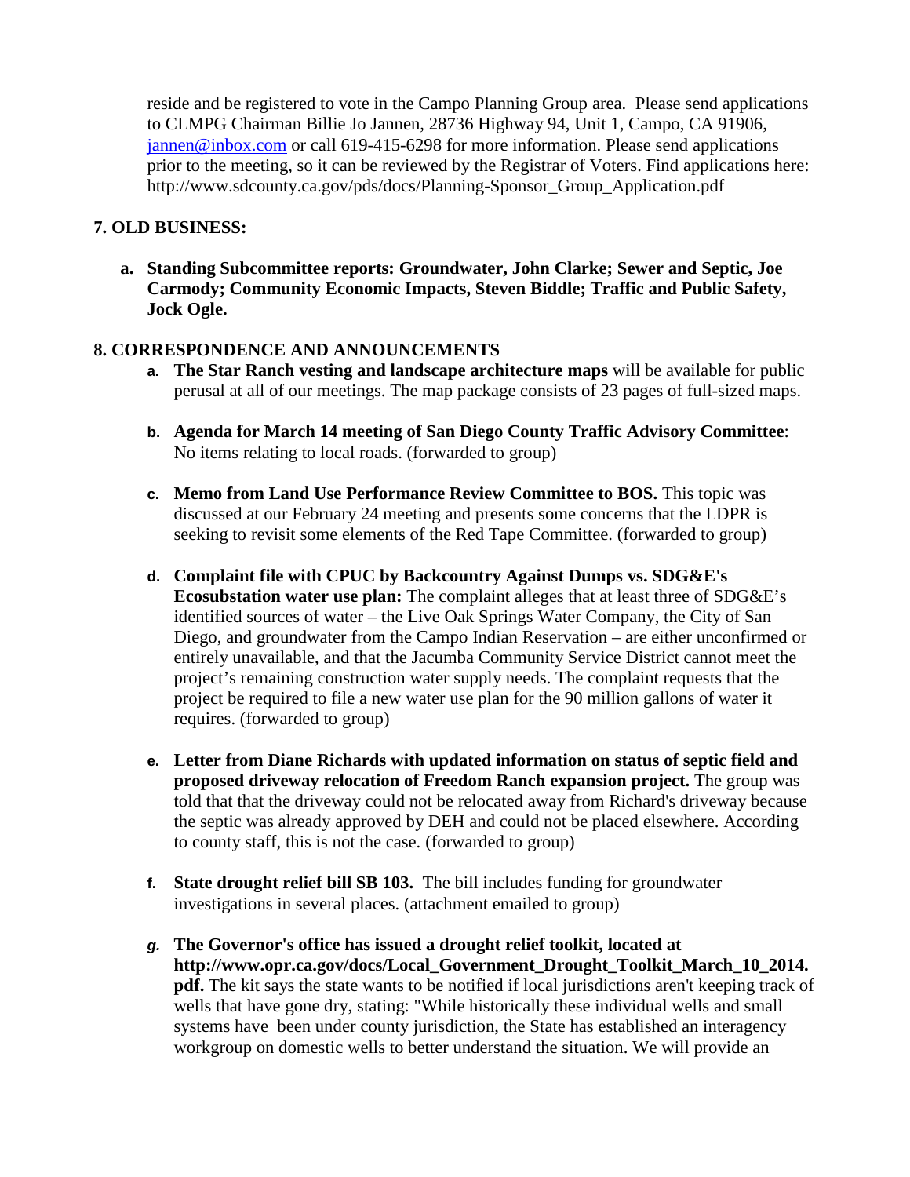reside and be registered to vote in the Campo Planning Group area. Please send applications to CLMPG Chairman Billie Jo Jannen, 28736 Highway 94, Unit 1, Campo, CA 91906, jannen@inbox.com or call 619-415-6298 for more information. Please send applications prior to the meeting, so it can be reviewed by the Registrar of Voters. Find applications here: http://www.sdcounty.ca.gov/pds/docs/Planning-Sponsor_Group_Application.pdf

**7. OLD BUSINESS:**

a. **Standing Subcommittee reports: Groundwater, John Clarke; Sewer and Septic, Joe Carmody; Community Economic Impacts, Steven Biddle; Traffic and Public Safety, Jock Ogle.**

**8. CORRESPONDENCE AND ANNOUNCEMENTS**

a. **The Star Ranch vesting and landscape architecture maps** will be available for public perusal at all of our meetings. The map package consists of 23 pages of full-sized maps.

b. **Agenda for March 14 meeting of San Diego County Traffic Advisory Committee**: No items relating to local roads. (forwarded to group)

c. **Memo from Land Use Performance Review Committee to BOS.** This topic was discussed at our February 24 meeting and presents some concerns that the LDPR is seeking to revisit some elements of the Red Tape Committee. (forwarded to group)

d. **Complaint file with CPUC by Backcountry Against Dumps vs. SDG&E's Ecosubstation water use plan:** The complaint alleges that at least three of SDG&E's identified sources of water – the Live Oak Springs Water Company, the City of San Diego, and groundwater from the Campo Indian Reservation – are either unconfirmed or entirely unavailable, and that the Jacumba Community Service District cannot meet the project's remaining construction water supply needs. The complaint requests that the project be required to file a new water use plan for the 90 million gallons of water it requires. (forwarded to group)

e. **Letter from Diane Richards with updated information on status of septic field and proposed driveway relocation of Freedom Ranch expansion project.** The group was told that that the driveway could not be relocated away from Richard's driveway because the septic was already approved by DEH and could not be placed elsewhere. According to county staff, this is not the case. (forwarded to group)

f. **State drought relief bill SB 103.** The bill includes funding for groundwater investigations in several places. (attachment emailed to group)

g. **The Governor's office has issued a drought relief toolkit, located at http://www.opr.ca.gov/docs/Local_Government_Drought_Toolkit_March_10_2014.pdf.** The kit says the state wants to be notified if local jurisdictions aren't keeping track of wells that have gone dry, stating: "While historically these individual wells and small systems have been under county jurisdiction, the State has established an interagency workgroup on domestic wells to better understand the situation. We will provide an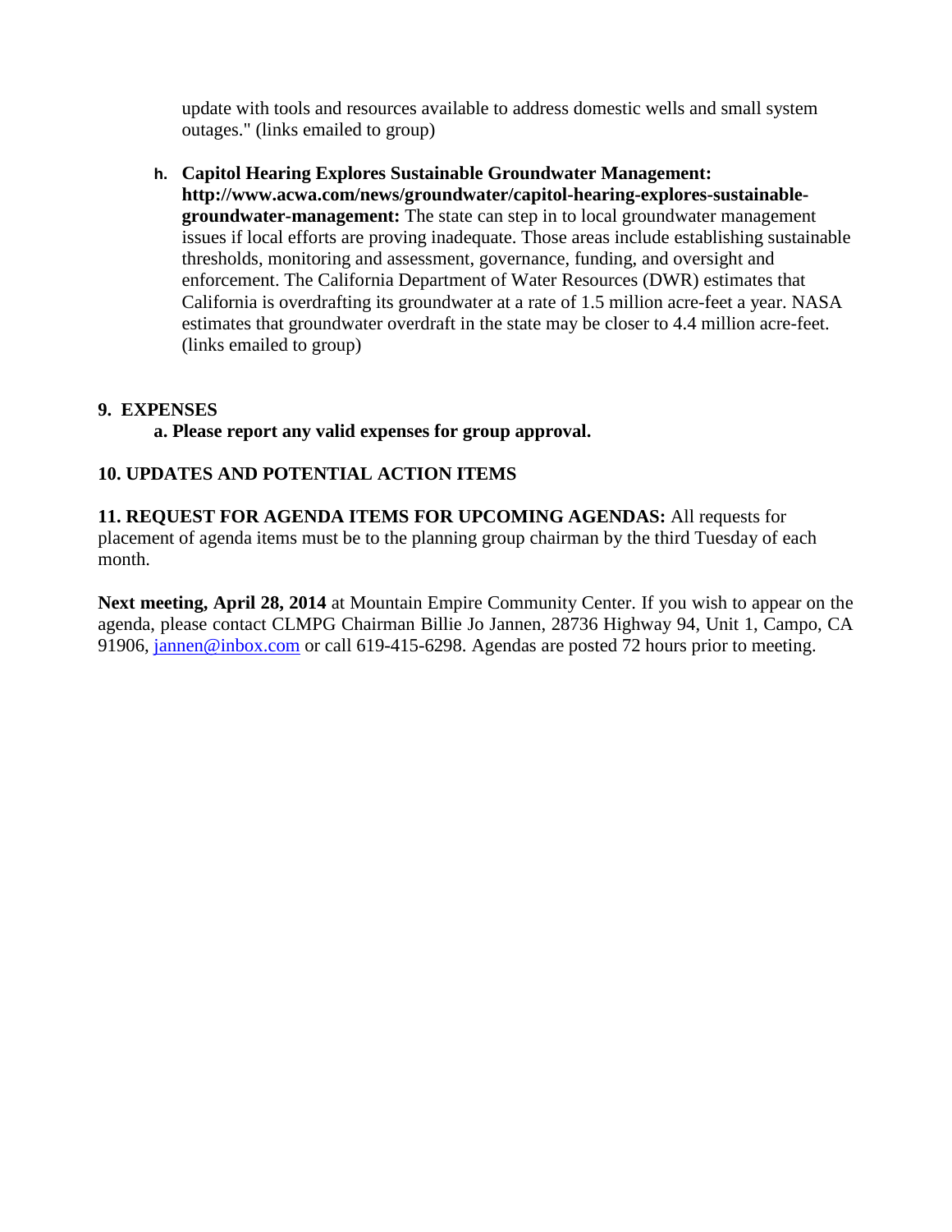update with tools and resources available to address domestic wells and small system outages." (links emailed to group)

h. **Capitol Hearing Explores Sustainable Groundwater Management: http://www.acwa.com/news/groundwater/capitol-hearing-explores-sustainable-groundwater-management:** The state can step in to local groundwater management issues if local efforts are proving inadequate. Those areas include establishing sustainable thresholds, monitoring and assessment, governance, funding, and oversight and enforcement. The California Department of Water Resources (DWR) estimates that California is overdrafting its groundwater at a rate of 1.5 million acre-feet a year. NASA estimates that groundwater overdraft in the state may be closer to 4.4 million acre-feet. (links emailed to group)

**9. EXPENSES**

**a. Please report any valid expenses for group approval.**

**10. UPDATES AND POTENTIAL ACTION ITEMS**

**11. REQUEST FOR AGENDA ITEMS FOR UPCOMING AGENDAS:** All requests for placement of agenda items must be to the planning group chairman by the third Tuesday of each month.

**Next meeting, April 28, 2014** at Mountain Empire Community Center. If you wish to appear on the agenda, please contact CLMPG Chairman Billie Jo Jannen, 28736 Highway 94, Unit 1, Campo, CA 91906, jannen@inbox.com or call 619-415-6298. Agendas are posted 72 hours prior to meeting.